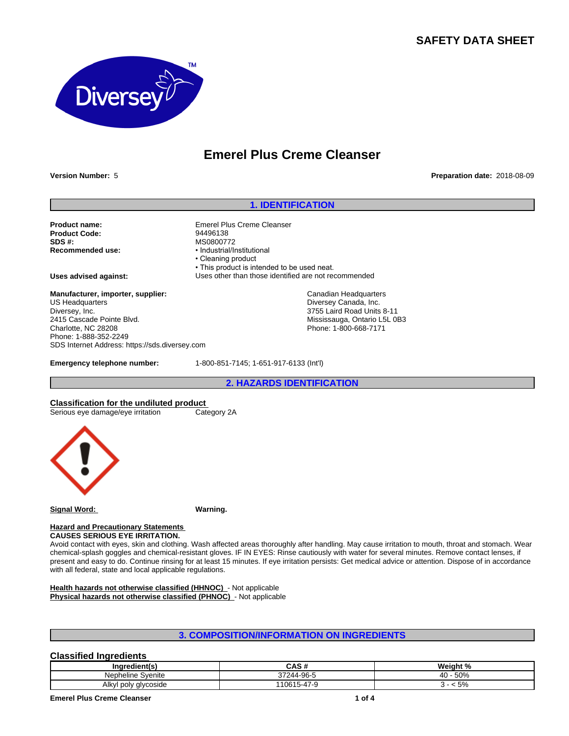# SAFETY DATA SHEET

## Emerel Plus Creme Cleanser

**Version Number:** 5

**Preparation date:** 2018-08-09

## 1. IDENTIFICATION

**Product name:** Emerel Plus Creme Cleanser
**Product Code:** 94496138
**SDS #:** MS0800772
**Recommended use:**
- Industrial/Institutional
- Cleaning product
- This product is intended to be used neat.

**Uses advised against:** Uses other than those identified are not recommended

**Manufacturer, importer, supplier:**
US Headquarters
Diversey, Inc.
2415 Cascade Pointe Blvd.
Charlotte, NC 28208
Phone: 1-888-352-2249
SDS Internet Address: https://sds.diversey.com

Canadian Headquarters
Diversey Canada, Inc.
3755 Laird Road Units 8-11
Mississauga, Ontario L5L 0B3
Phone: 1-800-668-7171

**Emergency telephone number:** 1-800-851-7145; 1-651-917-6133 (Int'l)

## 2. HAZARDS IDENTIFICATION

**Classification for the undiluted product**

Serious eye damage/eye irritation Category 2A

**Signal Word:** **Warning.**

**Hazard and Precautionary Statements**

**CAUSES SERIOUS EYE IRRITATION.**

Avoid contact with eyes, skin and clothing. Wash affected areas thoroughly after handling. May cause irritation to mouth, throat and stomach. Wear chemical-splash goggles and chemical-resistant gloves. IF IN EYES: Rinse cautiously with water for several minutes. Remove contact lenses, if present and easy to do. Continue rinsing for at least 15 minutes. If eye irritation persists: Get medical advice or attention. Dispose of in accordance with all federal, state and local applicable regulations.

**Health hazards not otherwise classified (HHNOC)** - Not applicable
**Physical hazards not otherwise classified (PHNOC)** - Not applicable

## 3. COMPOSITION/INFORMATION ON INGREDIENTS

### Classified Ingredients

| Ingredient(s) | CAS # | Weight % |
|---|---|---|
| Nepheline Syenite | 37244-96-5 | 40 - 50% |
| Alkyl poly glycoside | 110615-47-9 | 3 - < 5% |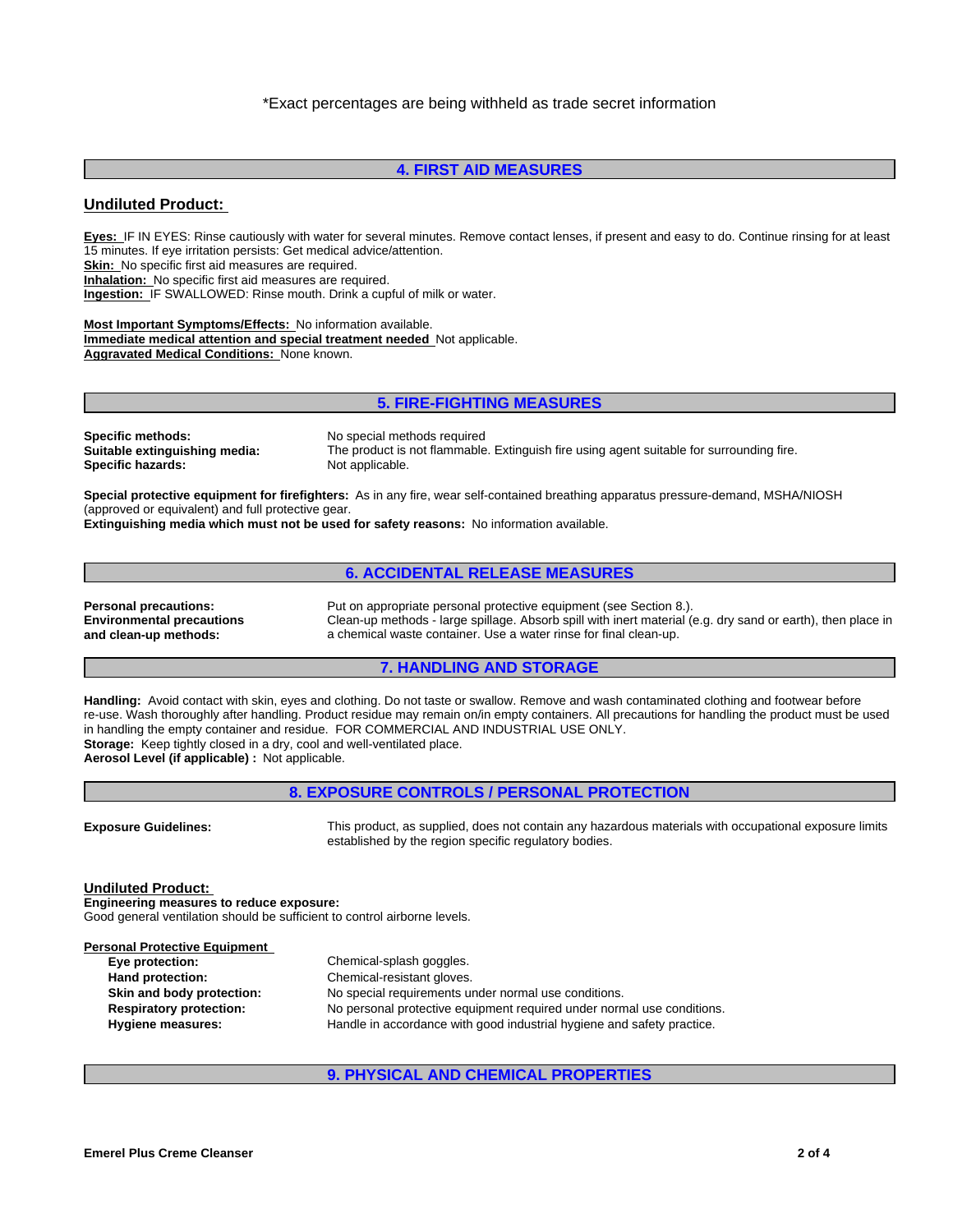*Exact percentages are being withheld as trade secret information

## 4. FIRST AID MEASURES

### Undiluted Product:

**Eyes:** IF IN EYES: Rinse cautiously with water for several minutes. Remove contact lenses, if present and easy to do. Continue rinsing for at least 15 minutes. If eye irritation persists: Get medical advice/attention.
**Skin:** No specific first aid measures are required.
**Inhalation:** No specific first aid measures are required.
**Ingestion:** IF SWALLOWED: Rinse mouth. Drink a cupful of milk or water.

**Most Important Symptoms/Effects:** No information available.
**Immediate medical attention and special treatment needed** Not applicable.
**Aggravated Medical Conditions:** None known.

## 5. FIRE-FIGHTING MEASURES

**Specific methods:** No special methods required
**Suitable extinguishing media:** The product is not flammable. Extinguish fire using agent suitable for surrounding fire.
**Specific hazards:** Not applicable.

**Special protective equipment for firefighters:** As in any fire, wear self-contained breathing apparatus pressure-demand, MSHA/NIOSH (approved or equivalent) and full protective gear.
**Extinguishing media which must not be used for safety reasons:** No information available.

## 6. ACCIDENTAL RELEASE MEASURES

**Personal precautions:** Put on appropriate personal protective equipment (see Section 8.).
**Environmental precautions and clean-up methods:** Clean-up methods - large spillage. Absorb spill with inert material (e.g. dry sand or earth), then place in a chemical waste container. Use a water rinse for final clean-up.

## 7. HANDLING AND STORAGE

**Handling:** Avoid contact with skin, eyes and clothing. Do not taste or swallow. Remove and wash contaminated clothing and footwear before re-use. Wash thoroughly after handling. Product residue may remain on/in empty containers. All precautions for handling the product must be used in handling the empty container and residue. FOR COMMERCIAL AND INDUSTRIAL USE ONLY.
**Storage:** Keep tightly closed in a dry, cool and well-ventilated place.
**Aerosol Level (if applicable) :** Not applicable.

## 8. EXPOSURE CONTROLS / PERSONAL PROTECTION

**Exposure Guidelines:** This product, as supplied, does not contain any hazardous materials with occupational exposure limits established by the region specific regulatory bodies.

### Undiluted Product:

**Engineering measures to reduce exposure:**
Good general ventilation should be sufficient to control airborne levels.

**Personal Protective Equipment**

- **Eye protection:** Chemical-splash goggles.
- **Hand protection:** Chemical-resistant gloves.
- **Skin and body protection:** No special requirements under normal use conditions.
- **Respiratory protection:** No personal protective equipment required under normal use conditions.
- **Hygiene measures:** Handle in accordance with good industrial hygiene and safety practice.

## 9. PHYSICAL AND CHEMICAL PROPERTIES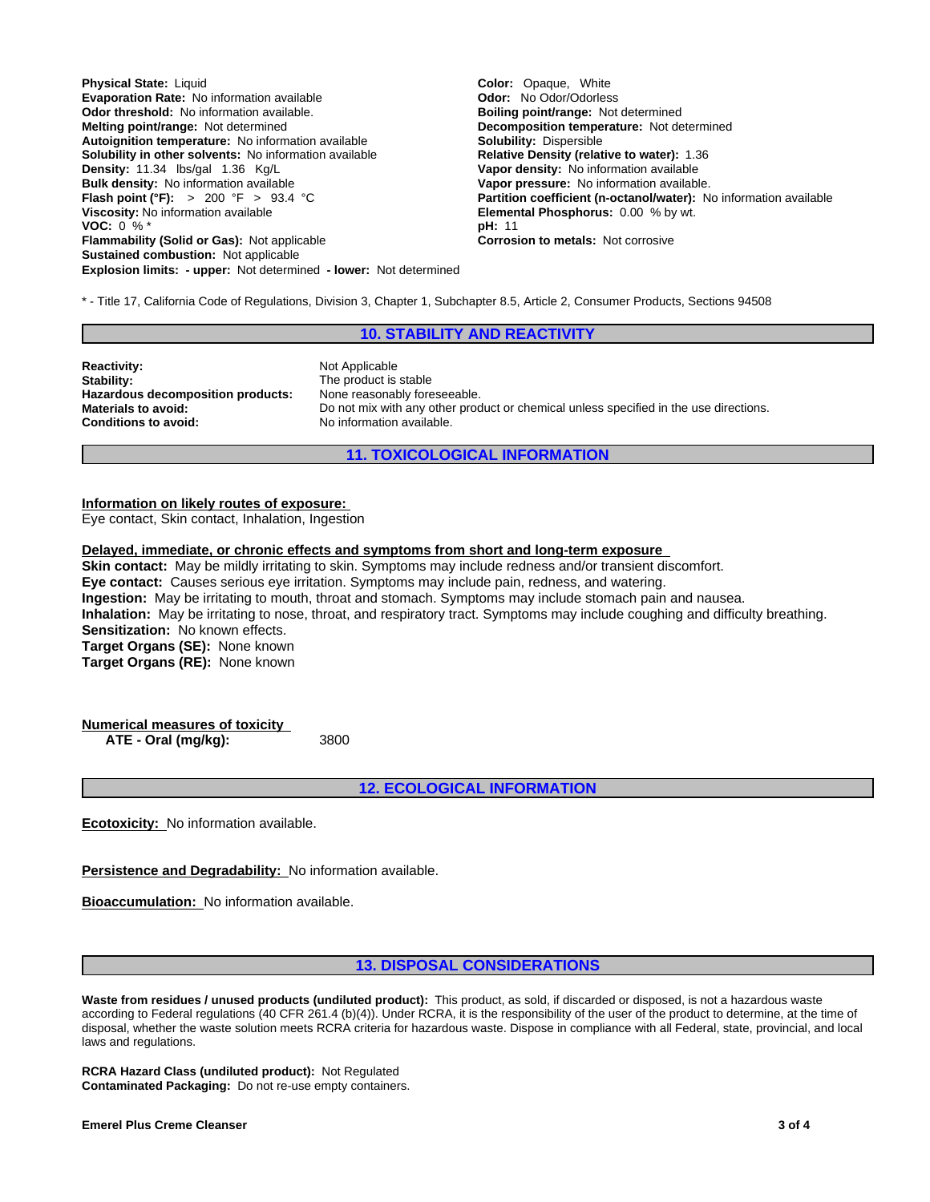**Physical State:** Liquid
**Evaporation Rate:** No information available
**Odor threshold:** No information available.
**Melting point/range:** Not determined
**Autoignition temperature:** No information available
**Solubility in other solvents:** No information available
**Density:** 11.34 lbs/gal 1.36 Kg/L
**Bulk density:** No information available
**Flash point (°F):** > 200 °F > 93.4 °C
**Viscosity:** No information available
**VOC:** 0 % *
**Flammability (Solid or Gas):** Not applicable
**Sustained combustion:** Not applicable
**Explosion limits: - upper:** Not determined **- lower:** Not determined

**Color:** Opaque, White
**Odor:** No Odor/Odorless
**Boiling point/range:** Not determined
**Decomposition temperature:** Not determined
**Solubility:** Dispersible
**Relative Density (relative to water):** 1.36
**Vapor density:** No information available
**Vapor pressure:** No information available.
**Partition coefficient (n-octanol/water):** No information available
**Elemental Phosphorus:** 0.00 % by wt.
**pH:** 11
**Corrosion to metals:** Not corrosive

* - Title 17, California Code of Regulations, Division 3, Chapter 1, Subchapter 8.5, Article 2, Consumer Products, Sections 94508

## 10. STABILITY AND REACTIVITY

**Reactivity:** Not Applicable
**Stability:** The product is stable
**Hazardous decomposition products:** None reasonably foreseeable.
**Materials to avoid:** Do not mix with any other product or chemical unless specified in the use directions.
**Conditions to avoid:** No information available.

## 11. TOXICOLOGICAL INFORMATION

**Information on likely routes of exposure:**
Eye contact, Skin contact, Inhalation, Ingestion

**Delayed, immediate, or chronic effects and symptoms from short and long-term exposure**
**Skin contact:** May be mildly irritating to skin. Symptoms may include redness and/or transient discomfort.
**Eye contact:** Causes serious eye irritation. Symptoms may include pain, redness, and watering.
**Ingestion:** May be irritating to mouth, throat and stomach. Symptoms may include stomach pain and nausea.
**Inhalation:** May be irritating to nose, throat, and respiratory tract. Symptoms may include coughing and difficulty breathing.
**Sensitization:** No known effects.
**Target Organs (SE):** None known
**Target Organs (RE):** None known

**Numerical measures of toxicity**
**ATE - Oral (mg/kg):** 3800

## 12. ECOLOGICAL INFORMATION

**Ecotoxicity:** No information available.

**Persistence and Degradability:** No information available.

**Bioaccumulation:** No information available.

## 13. DISPOSAL CONSIDERATIONS

**Waste from residues / unused products (undiluted product):** This product, as sold, if discarded or disposed, is not a hazardous waste according to Federal regulations (40 CFR 261.4 (b)(4)). Under RCRA, it is the responsibility of the user of the product to determine, at the time of disposal, whether the waste solution meets RCRA criteria for hazardous waste. Dispose in compliance with all Federal, state, provincial, and local laws and regulations.

**RCRA Hazard Class (undiluted product):** Not Regulated
**Contaminated Packaging:** Do not re-use empty containers.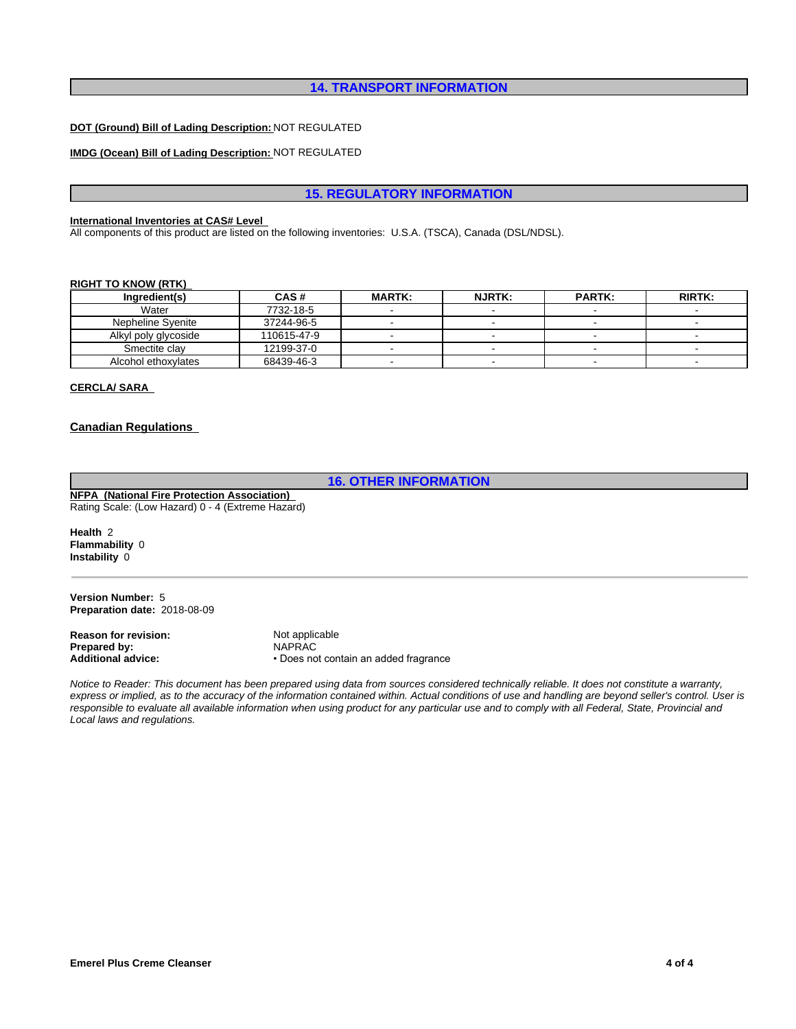## 14. TRANSPORT INFORMATION

**DOT (Ground) Bill of Lading Description:** NOT REGULATED

**IMDG (Ocean) Bill of Lading Description:** NOT REGULATED

## 15. REGULATORY INFORMATION

**International Inventories at CAS# Level**

All components of this product are listed on the following inventories: U.S.A. (TSCA), Canada (DSL/NDSL).

**RIGHT TO KNOW (RTK)**

| Ingredient(s) | CAS # | MARTK: | NJRTK: | PARTK: | RIRTK: |
|---|---|---|---|---|---|
| Water | 7732-18-5 | - | - | - | - |
| Nepheline Syenite | 37244-96-5 | - | - | - | - |
| Alkyl poly glycoside | 110615-47-9 | - | - | - | - |
| Smectite clay | 12199-37-0 | - | - | - | - |
| Alcohol ethoxylates | 68439-46-3 | - | - | - | - |

**CERCLA/ SARA**

**Canadian Regulations**

## 16. OTHER INFORMATION

**NFPA (National Fire Protection Association)**

Rating Scale: (Low Hazard) 0 - 4 (Extreme Hazard)

**Health** 2
**Flammability** 0
**Instability** 0

---

**Version Number:** 5
**Preparation date:** 2018-08-09

**Reason for revision:** Not applicable
**Prepared by:** NAPRAC
**Additional advice:** • Does not contain an added fragrance

*Notice to Reader: This document has been prepared using data from sources considered technically reliable. It does not constitute a warranty, express or implied, as to the accuracy of the information contained within. Actual conditions of use and handling are beyond seller's control. User is responsible to evaluate all available information when using product for any particular use and to comply with all Federal, State, Provincial and Local laws and regulations.*